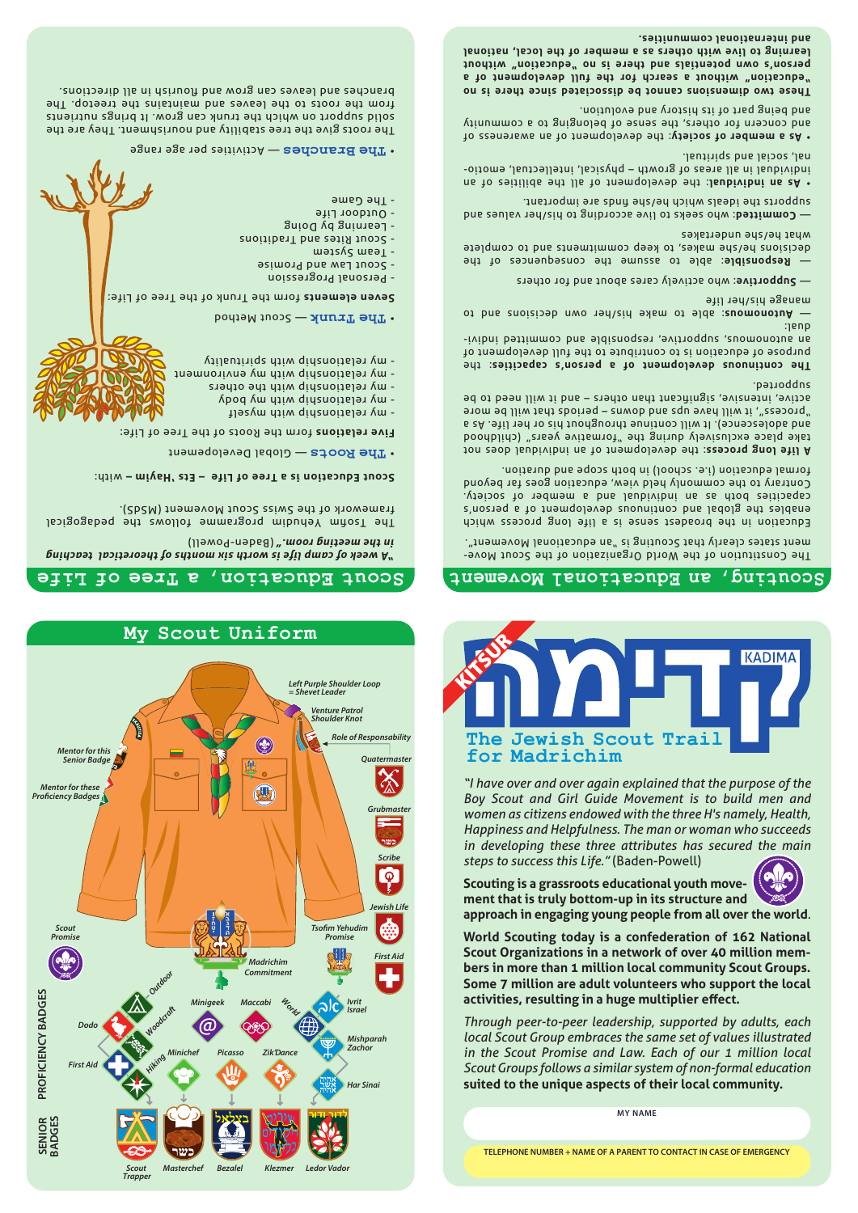# KITSUR קדימה KADIMA

## The Jewish Scout Trail for Madrichim

*"I have over and over again explained that the purpose of the Boy Scout and Girl Guide Movement is to build men and women as citizens endowed with the three H's namely, Health, Happiness and Helpfulness. The man or woman who succeeds in developing these three attributes has secured the main steps to success this Life."* (Baden-Powell)

**Scouting is a grassroots educational youth movement that is truly bottom-up in its structure and approach in engaging young people from all over the world.**

**World Scouting today is a confederation of 162 National Scout Organizations in a network of over 40 million members in more than 1 million local community Scout Groups. Some 7 million are adult volunteers who support the local activities, resulting in a huge multiplier effect.**

*Through peer-to-peer leadership, supported by adults, each local Scout Group embraces the same set of values illustrated in the Scout Promise and Law. Each of our 1 million local Scout Groups follows a similar system of non-formal education suited to the unique aspects of their local community.*

MY NAME

TELEPHONE NUMBER + NAME OF A PARENT TO CONTACT IN CASE OF EMERGENCY

## Scouting, an Educational Movement

The Constitution of the World Organization of the Scout Movement states clearly that Scouting is "an educational Movement".

Education in the broadest sense is a life long process which enables the global and continuous development of a person's capacities both as an individual and a member of society. Contrary to the commonly held view, education goes far beyond formal education (i.e. school) in both scope and duration.

**A life long process:** the development of an individual does not take place exclusively during the "formative years" (childhood and adolescence). It will continue throughout his or her life. As a "process", it will have ups and downs – periods that will be more active, intensive, significant than others – and it will need to be supported.

**The continuous development of a person's capacities:** the purpose of education is to contribute to the full development of an autonomous, supportive, responsible and committed individual:

— **Autonomous:** able to make his/her own decisions and to manage his/her life

— **Supportive:** who actively cares about and for others

— **Responsible:** able to assume the consequences of the decisions he/she makes, to keep commitments and to complete what he/she undertakes

— **Committed:** who seeks to live according to his/her values and supports the ideals which he/she finds are important.

- **As an individual:** the development of all the abilities of an individual in all areas of growth – physical, intellectual, emotional, social and spiritual.
- **As a member of society:** the development of an awareness of and concern for others, the sense of belonging to a community and being part of its history and evolution.

**These two dimensions cannot be dissociated since there is no "education" without a search for the full development of a person's own potentials and there is no "education" without learning to live with others as a member of the local, national and international communities.**

## Scout Education, a Tree of Life

***"A week of camp life is worth six months of theoretical teaching in the meeting room."*** (Baden-Powell)

The Tsofim Yehudim programme follows the pedagogical framework of the Swiss Scout Movement (MSdS).

**Scout Education is a Tree of Life – Ets 'Hayim – with:**

- **The Roots** — Global Development

**Five relations** form the Roots of the Tree of Life:

- my relationship with myself
- my relationship with my body
- my relationship with the others
- my relationship with my environment
- my relationship with spirituality

- **The Trunk** — Scout Method

**Seven elements** form the Trunk of the Tree of Life:

- Personal Progression
- Scout Law and Promise
- Team System
- Scout Rites and Traditions
- Learning by Doing
- Outdoor Life
- The Game

- **The Branches** — Activities per age range

The roots give the tree stability and nourishment. They are the solid support on which the trunk can grow. It brings nutrients from the roots to the leaves and maintains the treetop. The branches and leaves can grow and flourish in all directions.

## My Scout Uniform

Left Purple Shoulder Loop = Shevet Leader

Venture Patrol Shoulder Knot

Role of Responsability

Quatermaster

Grubmaster

Scribe

Jewish Life

Tsofim Yehudim Promise

First Aid

Mentor for this Senior Badge

Mentor for these Proficiency Badges

Scout Promise

Madrichim Commitment

PROFICIENCY BADGES: Outdoor, Woodcraft, Dodo, Hiking, First Aid, Minigeek, Maccabi, World, Ivrit Israel, Minichef, Picasso, Zik'Dance, Mishparah Zachor, Har Sinai

SENIOR BADGES: Scout Trapper, Masterchef, Bezalel, Klezmer, Ledor Vador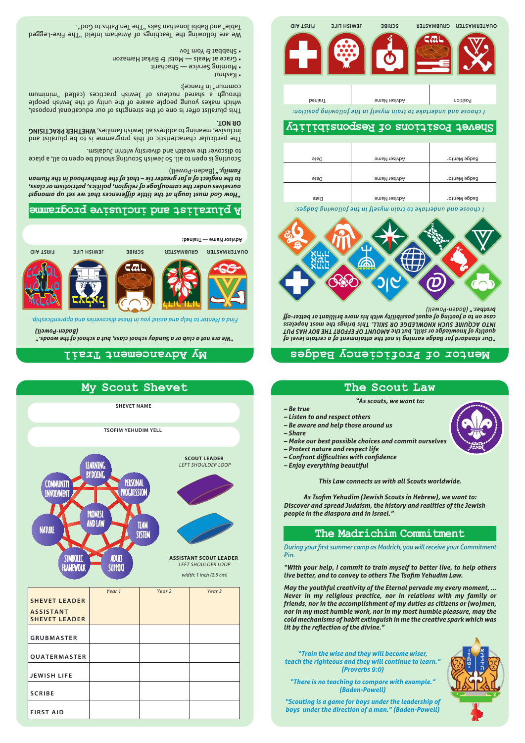## My Advancement Trail

*"We are not a club or a Sunday school class, but a school of the woods."* (Baden-Powell)

*Find a Mentor to help and assist you in these discoveries and apprenticeships.*

QUATERMASTER GRUBMASTER SCRIBE JEWISH LIFE FIRST AID

Advisor Name — Trained:

## A pluralist and inclusive programme

***"How God must laugh at the little differences that we set up amongst ourselves under the camouflage of religion, politics, patriotism or class, to the neglect of a far greater tie – that of the Brotherhood in the Human Family."*** (Baden-Powell)

Scouting is open to all. So Jewish Scouting should be open to all, a place to discover the wealth and diversity within Judaism.

The particular characteristic of this programme is to be pluralist and inclusive, meaning to address all Jewish families, **WHETHER PRACTISING OR NOT.**

This pluralist offer is one of the strengths of our educational proposal, which makes young people aware of the unity of the Jewish people through a shared nucleus of Jewish practices (called "minimum commun" in France):

- Kashrut
- Morning Service — Shacharit
- Grace at Meals — Motsi & Birkat Hamazon
- Shabbat & Yom Tov

We are following the Teachings of Avraham Infeld "The Five-Legged Table" and Rabbi Jonathan Saks "The Ten Paths to God".

## Mentor of Proficiency Badges

*"Our standard for badge earning is not the attainment of a certain level of quality of knowledge or skill, but the AMOUNT OF EFFORT THE BOY HAS PUT INTO ACQUIRE SUCH KNOWLEDGE OR SKILL. This brings the most hopeless case on to a footing of equal possibility with his more brilliant or better-off brother."* (Baden-Powell)

*I choose and undertake to train myself in the following badges:*

| | | |
|---|---|---|
| Badge Mentor | Advisor Name | Date |
| Badge Mentor | Advisor Name | Date |
| Badge Mentor | Advisor Name | Date |

## Shevet Positions of Responsibility

*I choose and undertake to train myself in the following position:*

| | | |
|---|---|---|
| Position | Advisor Name | Trained |

QUATERMASTER GRUBMASTER SCRIBE JEWISH LIFE FIRST AID

## My Scout Shevet

SHEVET NAME

TSOFIM YEHUDIM YELL

LEARNING BY DOING
PERSONAL PROGRESSION
TEAM SYSTEM
ADULT SUPPORT
SYMBOLIC FRAMEWORK
NATURE
COMMUNITY INVOLVMENT
PROMISE AND LAW

**SCOUT LEADER**
*LEFT SHOULDER LOOP*

**ASSISTANT SCOUT LEADER**
*LEFT SHOULDER LOOP*

*width: 1 inch (2.5 cm)*

| | Year 1 | Year 2 | Year 3 |
|---|---|---|---|
| SHEVET LEADER<br>ASSISTANT SHEVET LEADER | | | |
| GRUBMASTER | | | |
| QUATERMASTER | | | |
| JEWISH LIFE | | | |
| SCRIBE | | | |
| FIRST AID | | | |

## The Scout Law

***"As scouts, we want to:***

- ***Be true***
- ***Listen to and respect others***
- ***Be aware and help those around us***
- ***Share***
- ***Make our best possible choices and commit ourselves***
- ***Protect nature and respect life***
- ***Confront difficulties with confidence***
- ***Enjoy everything beautiful***

***This Law connects us with all Scouts worldwide.***

***As Tsofim Yehudim (Jewish Scouts in Hebrew), we want to: Discover and spread Judaism, the history and realities of the Jewish people in the diaspora and in Israel."***

## The Madrichim Commitment

*During your first summer camp as Madrich, you will receive your Commitment Pin.*

***"With your help, I commit to train myself to better live, to help others live better, and to convey to others The Tsofim Yehudim Law.***

***May the youthful creativity of the Eternal pervade my every moment, ... Never in my religious practice, nor in relations with my family or friends, nor in the accomplishment of my duties as citizens or (wo)men, nor in my most humble work, nor in my most humble pleasure, may the cold mechanisms of habit extinguish in me the creative spark which was lit by the reflection of the divine."***

*"Train the wise and they will become wiser, teach the righteous and they will continue to learn." (Proverbs 9:0)*

*"There is no teaching to compare with example." (Baden-Powell)*

*"Scouting is a game for boys under the leadership of boys under the direction of a man." (Baden-Powell)*